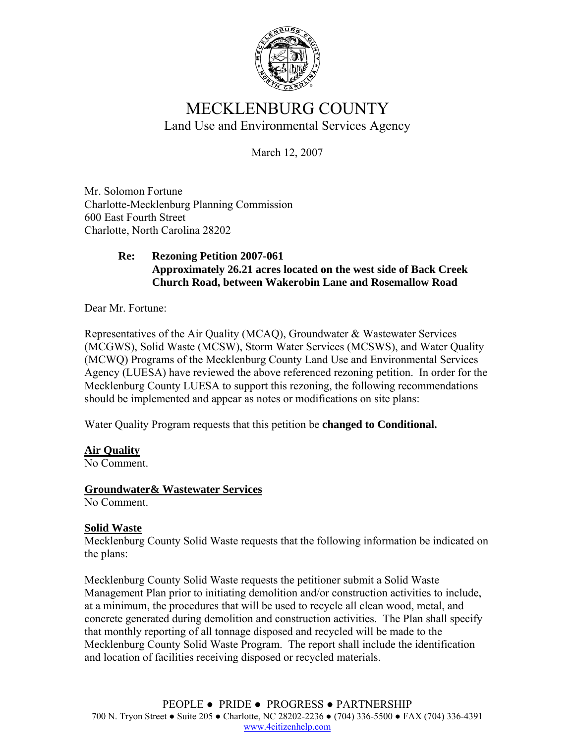# MECKLENBURG COUNTY

Land Use and Environmental Services Agency

March 12, 2007

Mr. Solomon Fortune
Charlotte-Mecklenburg Planning Commission
600 East Fourth Street
Charlotte, North Carolina 28202

**Re: Rezoning Petition 2007-061**
**Approximately 26.21 acres located on the west side of Back Creek Church Road, between Wakerobin Lane and Rosemallow Road**

Dear Mr. Fortune:

Representatives of the Air Quality (MCAQ), Groundwater & Wastewater Services (MCGWS), Solid Waste (MCSW), Storm Water Services (MCSWS), and Water Quality (MCWQ) Programs of the Mecklenburg County Land Use and Environmental Services Agency (LUESA) have reviewed the above referenced rezoning petition. In order for the Mecklenburg County LUESA to support this rezoning, the following recommendations should be implemented and appear as notes or modifications on site plans:

Water Quality Program requests that this petition be **changed to Conditional.**

**Air Quality**
No Comment.

**Groundwater& Wastewater Services**
No Comment.

**Solid Waste**
Mecklenburg County Solid Waste requests that the following information be indicated on the plans:

Mecklenburg County Solid Waste requests the petitioner submit a Solid Waste Management Plan prior to initiating demolition and/or construction activities to include, at a minimum, the procedures that will be used to recycle all clean wood, metal, and concrete generated during demolition and construction activities. The Plan shall specify that monthly reporting of all tonnage disposed and recycled will be made to the Mecklenburg County Solid Waste Program. The report shall include the identification and location of facilities receiving disposed or recycled materials.

PEOPLE ● PRIDE ● PROGRESS ● PARTNERSHIP
700 N. Tryon Street ● Suite 205 ● Charlotte, NC 28202-2236 ● (704) 336-5500 ● FAX (704) 336-4391
www.4citizenhelp.com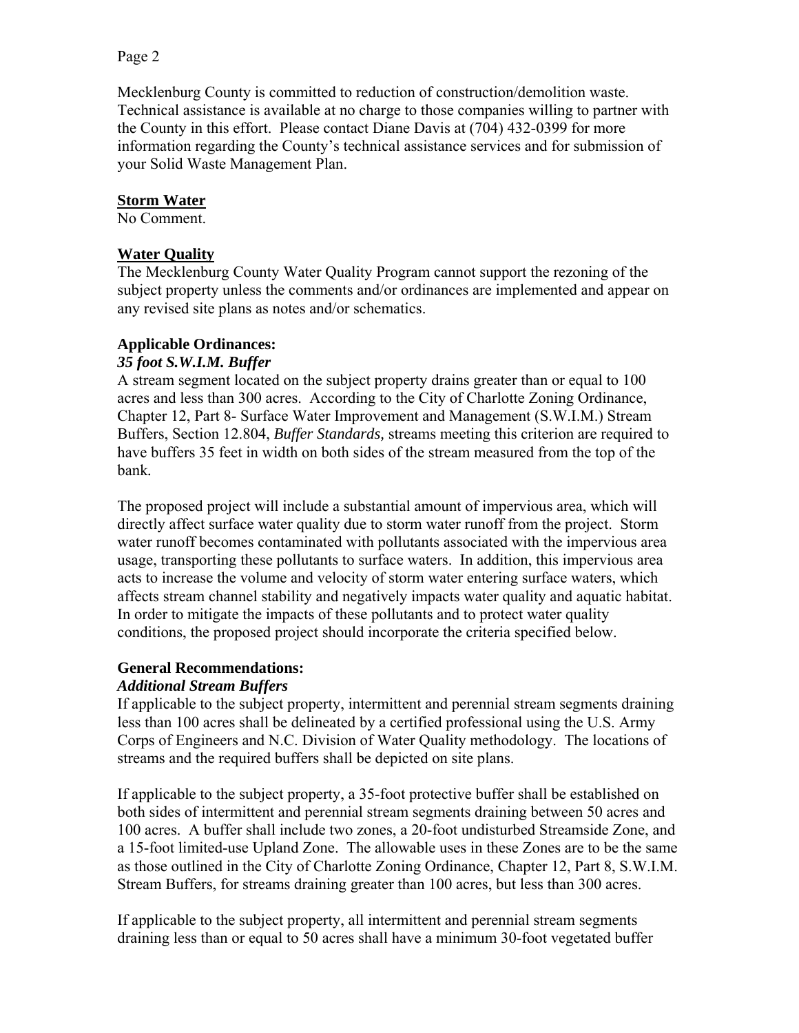Mecklenburg County is committed to reduction of construction/demolition waste. Technical assistance is available at no charge to those companies willing to partner with the County in this effort. Please contact Diane Davis at (704) 432-0399 for more information regarding the County's technical assistance services and for submission of your Solid Waste Management Plan.

**Storm Water**

No Comment.

**Water Quality**

The Mecklenburg County Water Quality Program cannot support the rezoning of the subject property unless the comments and/or ordinances are implemented and appear on any revised site plans as notes and/or schematics.

**Applicable Ordinances:**

***35 foot S.W.I.M. Buffer***

A stream segment located on the subject property drains greater than or equal to 100 acres and less than 300 acres. According to the City of Charlotte Zoning Ordinance, Chapter 12, Part 8- Surface Water Improvement and Management (S.W.I.M.) Stream Buffers, Section 12.804, *Buffer Standards,* streams meeting this criterion are required to have buffers 35 feet in width on both sides of the stream measured from the top of the bank.

The proposed project will include a substantial amount of impervious area, which will directly affect surface water quality due to storm water runoff from the project. Storm water runoff becomes contaminated with pollutants associated with the impervious area usage, transporting these pollutants to surface waters. In addition, this impervious area acts to increase the volume and velocity of storm water entering surface waters, which affects stream channel stability and negatively impacts water quality and aquatic habitat. In order to mitigate the impacts of these pollutants and to protect water quality conditions, the proposed project should incorporate the criteria specified below.

**General Recommendations:**

***Additional Stream Buffers***

If applicable to the subject property, intermittent and perennial stream segments draining less than 100 acres shall be delineated by a certified professional using the U.S. Army Corps of Engineers and N.C. Division of Water Quality methodology. The locations of streams and the required buffers shall be depicted on site plans.

If applicable to the subject property, a 35-foot protective buffer shall be established on both sides of intermittent and perennial stream segments draining between 50 acres and 100 acres. A buffer shall include two zones, a 20-foot undisturbed Streamside Zone, and a 15-foot limited-use Upland Zone. The allowable uses in these Zones are to be the same as those outlined in the City of Charlotte Zoning Ordinance, Chapter 12, Part 8, S.W.I.M. Stream Buffers, for streams draining greater than 100 acres, but less than 300 acres.

If applicable to the subject property, all intermittent and perennial stream segments draining less than or equal to 50 acres shall have a minimum 30-foot vegetated buffer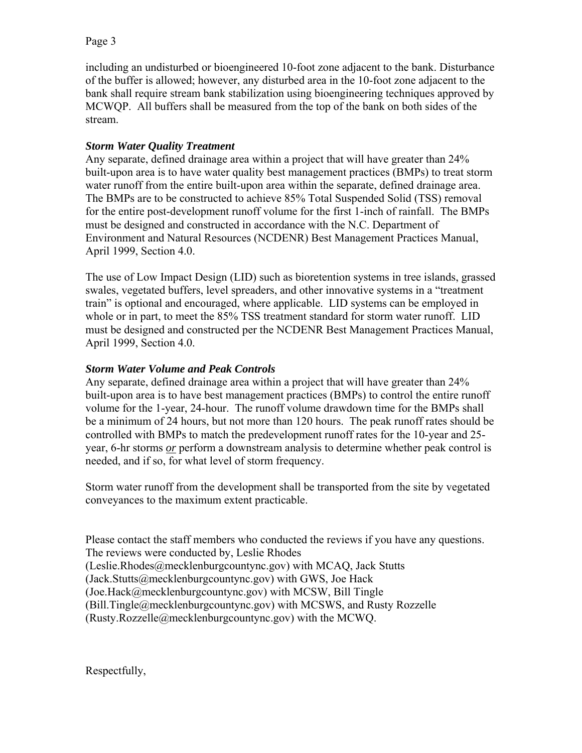including an undisturbed or bioengineered 10-foot zone adjacent to the bank. Disturbance of the buffer is allowed; however, any disturbed area in the 10-foot zone adjacent to the bank shall require stream bank stabilization using bioengineering techniques approved by MCWQP. All buffers shall be measured from the top of the bank on both sides of the stream.

***Storm Water Quality Treatment***

Any separate, defined drainage area within a project that will have greater than 24% built-upon area is to have water quality best management practices (BMPs) to treat storm water runoff from the entire built-upon area within the separate, defined drainage area. The BMPs are to be constructed to achieve 85% Total Suspended Solid (TSS) removal for the entire post-development runoff volume for the first 1-inch of rainfall. The BMPs must be designed and constructed in accordance with the N.C. Department of Environment and Natural Resources (NCDENR) Best Management Practices Manual, April 1999, Section 4.0.

The use of Low Impact Design (LID) such as bioretention systems in tree islands, grassed swales, vegetated buffers, level spreaders, and other innovative systems in a "treatment train" is optional and encouraged, where applicable. LID systems can be employed in whole or in part, to meet the 85% TSS treatment standard for storm water runoff. LID must be designed and constructed per the NCDENR Best Management Practices Manual, April 1999, Section 4.0.

***Storm Water Volume and Peak Controls***

Any separate, defined drainage area within a project that will have greater than 24% built-upon area is to have best management practices (BMPs) to control the entire runoff volume for the 1-year, 24-hour. The runoff volume drawdown time for the BMPs shall be a minimum of 24 hours, but not more than 120 hours. The peak runoff rates should be controlled with BMPs to match the predevelopment runoff rates for the 10-year and 25-year, 6-hr storms *<u>or</u>* perform a downstream analysis to determine whether peak control is needed, and if so, for what level of storm frequency.

Storm water runoff from the development shall be transported from the site by vegetated conveyances to the maximum extent practicable.

Please contact the staff members who conducted the reviews if you have any questions. The reviews were conducted by, Leslie Rhodes (Leslie.Rhodes@mecklenburgcountync.gov) with MCAQ, Jack Stutts (Jack.Stutts@mecklenburgcountync.gov) with GWS, Joe Hack (Joe.Hack@mecklenburgcountync.gov) with MCSW, Bill Tingle (Bill.Tingle@mecklenburgcountync.gov) with MCSWS, and Rusty Rozzelle (Rusty.Rozzelle@mecklenburgcountync.gov) with the MCWQ.

Respectfully,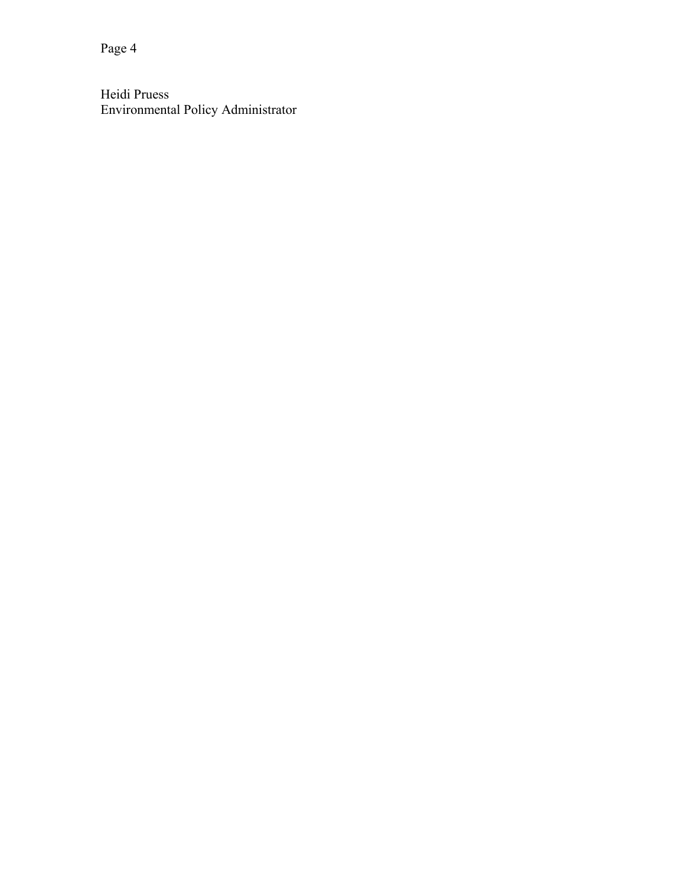Heidi Pruess
Environmental Policy Administrator